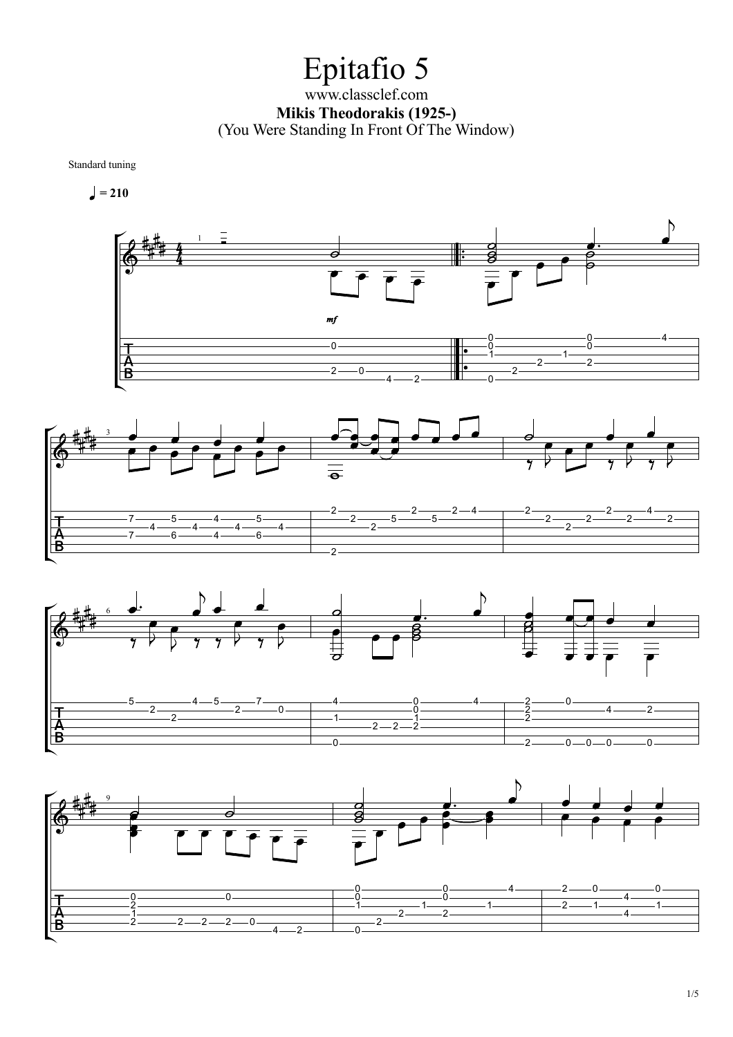# Epitafio 5

www.classclef.com

**Mikis Theodorakis (1925-)**

(You Were Standing In Front Of The Window)

Standard tuning

♩ = 210